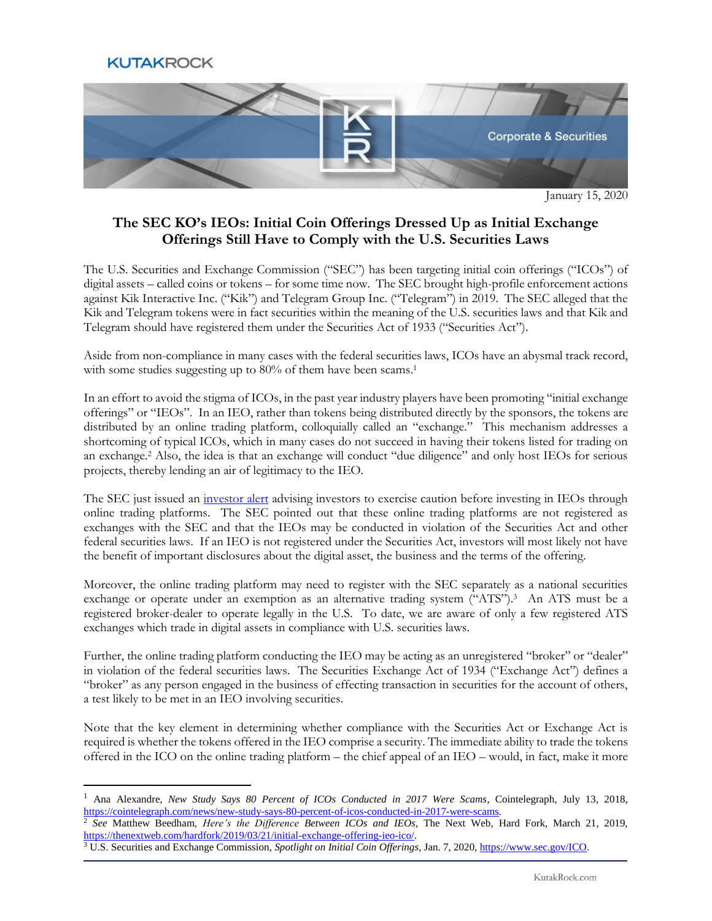January 15, 2020

# The SEC KO's IEOs: Initial Coin Offerings Dressed Up as Initial Exchange Offerings Still Have to Comply with the U.S. Securities Laws

The U.S. Securities and Exchange Commission ("SEC") has been targeting initial coin offerings ("ICOs") of digital assets – called coins or tokens – for some time now. The SEC brought high-profile enforcement actions against Kik Interactive Inc. ("Kik") and Telegram Group Inc. ("Telegram") in 2019. The SEC alleged that the Kik and Telegram tokens were in fact securities within the meaning of the U.S. securities laws and that Kik and Telegram should have registered them under the Securities Act of 1933 ("Securities Act").

Aside from non-compliance in many cases with the federal securities laws, ICOs have an abysmal track record, with some studies suggesting up to 80% of them have been scams.[1]

In an effort to avoid the stigma of ICOs, in the past year industry players have been promoting "initial exchange offerings" or "IEOs". In an IEO, rather than tokens being distributed directly by the sponsors, the tokens are distributed by an online trading platform, colloquially called an "exchange." This mechanism addresses a shortcoming of typical ICOs, which in many cases do not succeed in having their tokens listed for trading on an exchange.[2] Also, the idea is that an exchange will conduct "due diligence" and only host IEOs for serious projects, thereby lending an air of legitimacy to the IEO.

The SEC just issued an investor alert advising investors to exercise caution before investing in IEOs through online trading platforms. The SEC pointed out that these online trading platforms are not registered as exchanges with the SEC and that the IEOs may be conducted in violation of the Securities Act and other federal securities laws. If an IEO is not registered under the Securities Act, investors will most likely not have the benefit of important disclosures about the digital asset, the business and the terms of the offering.

Moreover, the online trading platform may need to register with the SEC separately as a national securities exchange or operate under an exemption as an alternative trading system ("ATS").[3] An ATS must be a registered broker-dealer to operate legally in the U.S. To date, we are aware of only a few registered ATS exchanges which trade in digital assets in compliance with U.S. securities laws.

Further, the online trading platform conducting the IEO may be acting as an unregistered "broker" or "dealer" in violation of the federal securities laws. The Securities Exchange Act of 1934 ("Exchange Act") defines a "broker" as any person engaged in the business of effecting transaction in securities for the account of others, a test likely to be met in an IEO involving securities.

Note that the key element in determining whether compliance with the Securities Act or Exchange Act is required is whether the tokens offered in the IEO comprise a security. The immediate ability to trade the tokens offered in the ICO on the online trading platform – the chief appeal of an IEO – would, in fact, make it more

---

[1] Ana Alexandre, *New Study Says 80 Percent of ICOs Conducted in 2017 Were Scams*, Cointelegraph, July 13, 2018, https://cointelegraph.com/news/new-study-says-80-percent-of-icos-conducted-in-2017-were-scams.

[2] *See* Matthew Beedham, *Here's the Difference Between ICOs and IEOs*, The Next Web, Hard Fork, March 21, 2019, https://thenextweb.com/hardfork/2019/03/21/initial-exchange-offering-ieo-ico/.

[3] U.S. Securities and Exchange Commission, *Spotlight on Initial Coin Offerings*, Jan. 7, 2020, https://www.sec.gov/ICO.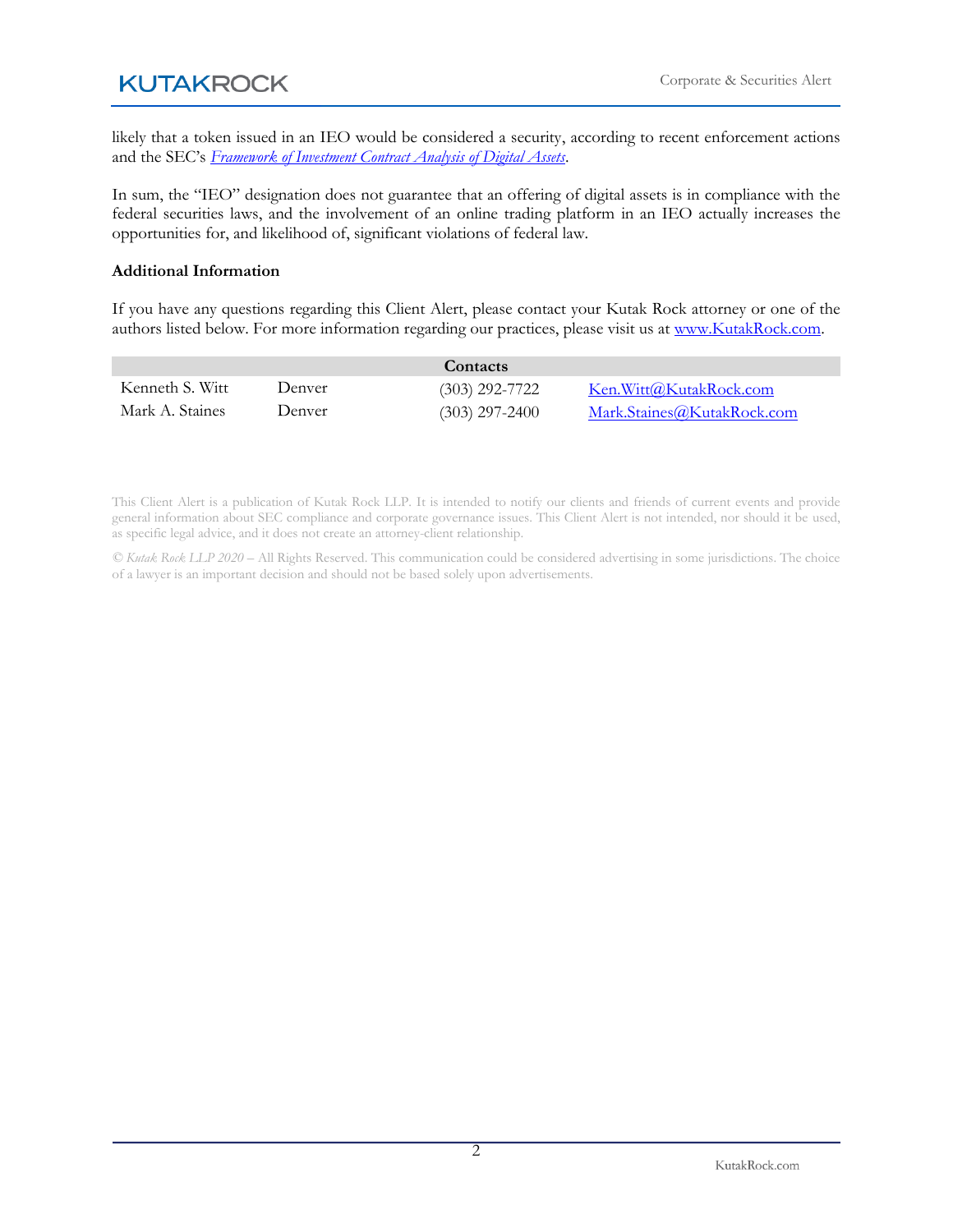likely that a token issued in an IEO would be considered a security, according to recent enforcement actions and the SEC's *[Framework of Investment Contract Analysis of Digital Assets](#)*.

In sum, the "IEO" designation does not guarantee that an offering of digital assets is in compliance with the federal securities laws, and the involvement of an online trading platform in an IEO actually increases the opportunities for, and likelihood of, significant violations of federal law.

**Additional Information**

If you have any questions regarding this Client Alert, please contact your Kutak Rock attorney or one of the authors listed below. For more information regarding our practices, please visit us at www.KutakRock.com.

| Contacts | | | |
|---|---|---|---|
| Kenneth S. Witt | Denver | (303) 292-7722 | Ken.Witt@KutakRock.com |
| Mark A. Staines | Denver | (303) 297-2400 | Mark.Staines@KutakRock.com |

This Client Alert is a publication of Kutak Rock LLP. It is intended to notify our clients and friends of current events and provide general information about SEC compliance and corporate governance issues. This Client Alert is not intended, nor should it be used, as specific legal advice, and it does not create an attorney-client relationship.

© *Kutak Rock LLP 2020* – All Rights Reserved. This communication could be considered advertising in some jurisdictions. The choice of a lawyer is an important decision and should not be based solely upon advertisements.